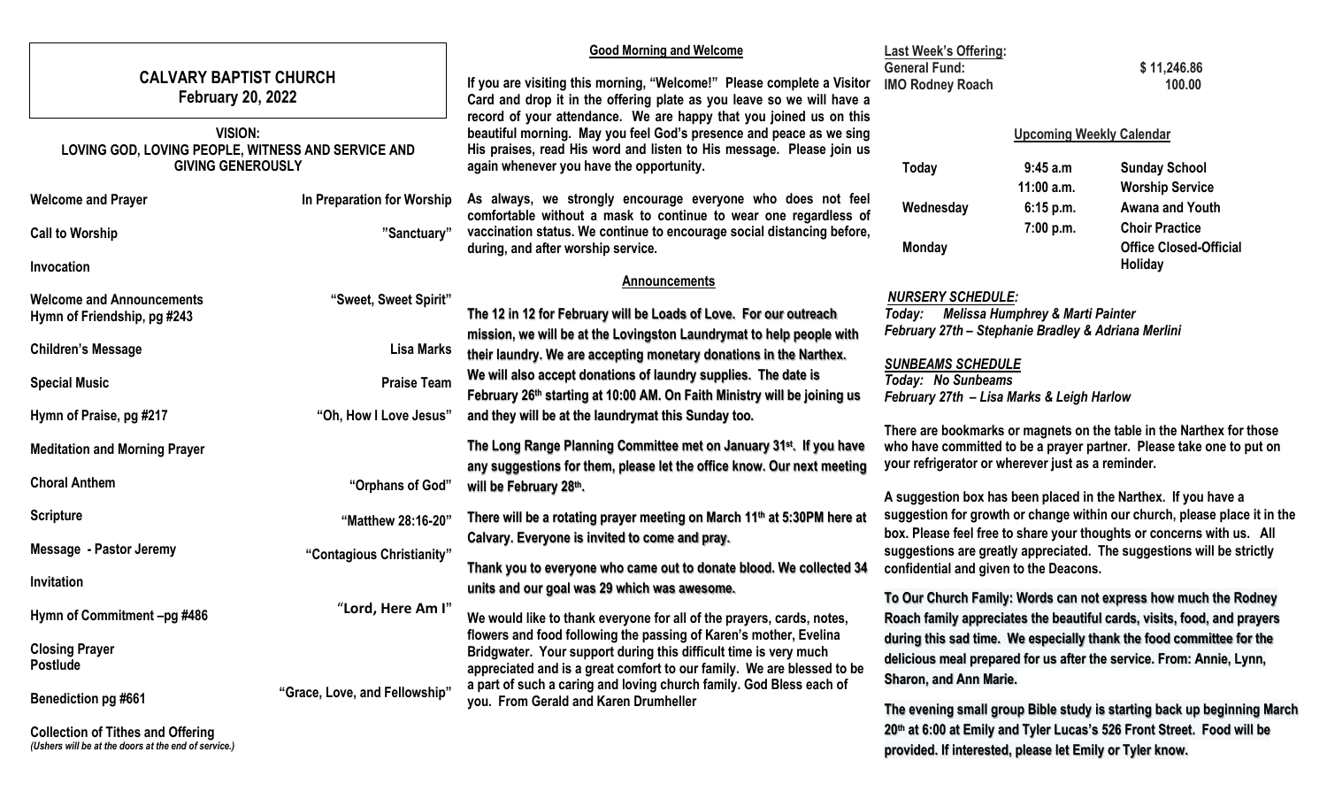# CALVARY BAPTIST CHURCH
## February 20, 2022

**VISION:**
**LOVING GOD, LOVING PEOPLE, WITNESS AND SERVICE AND GIVING GENEROUSLY**

| | |
|---|---|
| **Welcome and Prayer** | **In Preparation for Worship** |
| **Call to Worship** | **"Sanctuary"** |
| **Invocation** | |
| **Welcome and Announcements** | **"Sweet, Sweet Spirit"** |
| **Hymn of Friendship, pg #243** | |
| **Children's Message** | **Lisa Marks** |
| **Special Music** | **Praise Team** |
| **Hymn of Praise, pg #217** | **"Oh, How I Love Jesus"** |
| **Meditation and Morning Prayer** | |
| **Choral Anthem** | **"Orphans of God"** |
| **Scripture** | **"Matthew 28:16-20"** |
| **Message - Pastor Jeremy** | **"Contagious Christianity"** |
| **Invitation** | |
| **Hymn of Commitment –pg #486** | **"Lord, Here Am I"** |
| **Closing Prayer** | |
| **Postlude** | |
| **Benediction pg #661** | **"Grace, Love, and Fellowship"** |

**Collection of Tithes and Offering**
*(Ushers will be at the doors at the end of service.)*

## Good Morning and Welcome

**If you are visiting this morning, "Welcome!" Please complete a Visitor Card and drop it in the offering plate as you leave so we will have a record of your attendance. We are happy that you joined us on this beautiful morning. May you feel God's presence and peace as we sing His praises, read His word and listen to His message. Please join us again whenever you have the opportunity.**

**As always, we strongly encourage everyone who does not feel comfortable without a mask to continue to wear one regardless of vaccination status. We continue to encourage social distancing before, during, and after worship service.**

## Announcements

**The 12 in 12 for February will be Loads of Love. For our outreach mission, we will be at the Lovingston Laundrymat to help people with their laundry. We are accepting monetary donations in the Narthex. We will also accept donations of laundry supplies. The date is February 26th starting at 10:00 AM. On Faith Ministry will be joining us and they will be at the laundrymat this Sunday too.**

**The Long Range Planning Committee met on January 31st. If you have any suggestions for them, please let the office know. Our next meeting will be February 28th.**

**There will be a rotating prayer meeting on March 11th at 5:30PM here at Calvary. Everyone is invited to come and pray.**

**Thank you to everyone who came out to donate blood. We collected 34 units and our goal was 29 which was awesome.**

**We would like to thank everyone for all of the prayers, cards, notes, flowers and food following the passing of Karen's mother, Evelina Bridgwater. Your support during this difficult time is very much appreciated and is a great comfort to our family. We are blessed to be a part of such a caring and loving church family. God Bless each of you. From Gerald and Karen Drumheller**

**Last Week's Offering:**

| | |
|---|---|
| **General Fund:** | **$ 11,246.86** |
| **IMO Rodney Roach** | **100.00** |

### Upcoming Weekly Calendar

| | | |
|---|---|---|
| **Today** | **9:45 a.m** | **Sunday School** |
| | **11:00 a.m.** | **Worship Service** |
| **Wednesday** | **6:15 p.m.** | **Awana and Youth** |
| | **7:00 p.m.** | **Choir Practice** |
| **Monday** | | **Office Closed-Official Holiday** |

***NURSERY SCHEDULE:***
***Today: Melissa Humphrey & Marti Painter***
***February 27th – Stephanie Bradley & Adriana Merlini***

***SUNBEAMS SCHEDULE***
***Today: No Sunbeams***
***February 27th – Lisa Marks & Leigh Harlow***

**There are bookmarks or magnets on the table in the Narthex for those who have committed to be a prayer partner. Please take one to put on your refrigerator or wherever just as a reminder.**

**A suggestion box has been placed in the Narthex. If you have a suggestion for growth or change within our church, please place it in the box. Please feel free to share your thoughts or concerns with us. All suggestions are greatly appreciated. The suggestions will be strictly confidential and given to the Deacons.**

**To Our Church Family: Words can not express how much the Rodney Roach family appreciates the beautiful cards, visits, food, and prayers during this sad time. We especially thank the food committee for the delicious meal prepared for us after the service. From: Annie, Lynn, Sharon, and Ann Marie.**

**The evening small group Bible study is starting back up beginning March 20th at 6:00 at Emily and Tyler Lucas's 526 Front Street. Food will be provided. If interested, please let Emily or Tyler know.**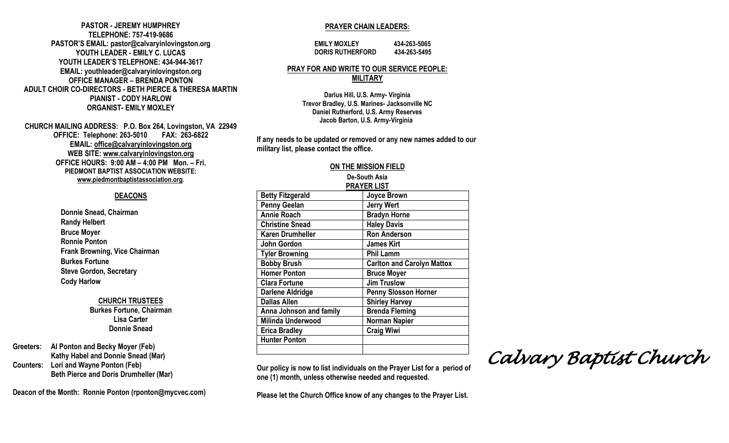**PASTOR - JEREMY HUMPHREY**
**TELEPHONE: 757-419-9686**
**PASTOR'S EMAIL: pastor@calvaryinlovingston.org**
**YOUTH LEADER - EMILY C. LUCAS**
**YOUTH LEADER'S TELEPHONE: 434-944-3617**
**EMAIL: youthleader@calvaryinlovingston.org**
**OFFICE MANAGER – BRENDA PONTON**
**ADULT CHOIR CO-DIRECTORS - BETH PIERCE & THERESA MARTIN**
**PIANIST - CODY HARLOW**
**ORGANIST- EMILY MOXLEY**

**CHURCH MAILING ADDRESS: P.O. Box 264, Lovingston, VA 22949**
**OFFICE: Telephone: 263-5010 FAX: 263-6822**
**EMAIL: office@calvaryinlovingston.org**
**WEB SITE: www.calvaryinlovingston.org**
**OFFICE HOURS: 9:00 AM – 4:00 PM Mon. – Fri.**
**PIEDMONT BAPTIST ASSOCIATION WEBSITE:**
**www.piedmontbaptistassociation.org.**

## DEACONS

**Donnie Snead, Chairman**
**Randy Helbert**
**Bruce Moyer**
**Ronnie Ponton**
**Frank Browning, Vice Chairman**
**Burkes Fortune**
**Steve Gordon, Secretary**
**Cody Harlow**

## CHURCH TRUSTEES

**Burkes Fortune, Chairman**
**Lisa Carter**
**Donnie Snead**

**Greeters: Al Ponton and Becky Moyer (Feb)**
**Kathy Habel and Donnie Snead (Mar)**
**Counters: Lori and Wayne Ponton (Feb)**
**Beth Pierce and Doris Drumheller (Mar)**

**Deacon of the Month: Ronnie Ponton (rponton@mycvec.com)**

## PRAYER CHAIN LEADERS:

**EMILY MOXLEY 434-263-5065**
**DORIS RUTHERFORD 434-263-5495**

## PRAY FOR AND WRITE TO OUR SERVICE PEOPLE:
## MILITARY

**Darius Hill, U.S. Army- Virginia**
**Trevor Bradley, U.S. Marines- Jacksonville NC**
**Daniel Rutherford, U.S. Army Reserves**
**Jacob Barton, U.S. Army-Virginia**

**If any needs to be updated or removed or any new names added to our military list, please contact the office.**

## ON THE MISSION FIELD

**De-South Asia**

## PRAYER LIST

| | |
|---|---|
| Betty Fitzgerald | Joyce Brown |
| Penny Geelan | Jerry Wert |
| Annie Roach | Bradyn Horne |
| Christine Snead | Haley Davis |
| Karen Drumheller | Ron Anderson |
| John Gordon | James Kirt |
| Tyler Browning | Phil Lamm |
| Bobby Brush | Carlton and Carolyn Mattox |
| Homer Ponton | Bruce Moyer |
| Clara Fortune | Jim Truslow |
| Darlene Aldridge | Penny Slosson Horner |
| Dallas Allen | Shirley Harvey |
| Anna Johnson and family | Brenda Fleming |
| Milinda Underwood | Norman Napier |
| Erica Bradley | Craig Wiwi |
| Hunter Ponton | |
| | |

**Our policy is now to list individuals on the Prayer List for a period of one (1) month, unless otherwise needed and requested.**

**Please let the Church Office know of any changes to the Prayer List.**

# *Calvary Baptist Church*